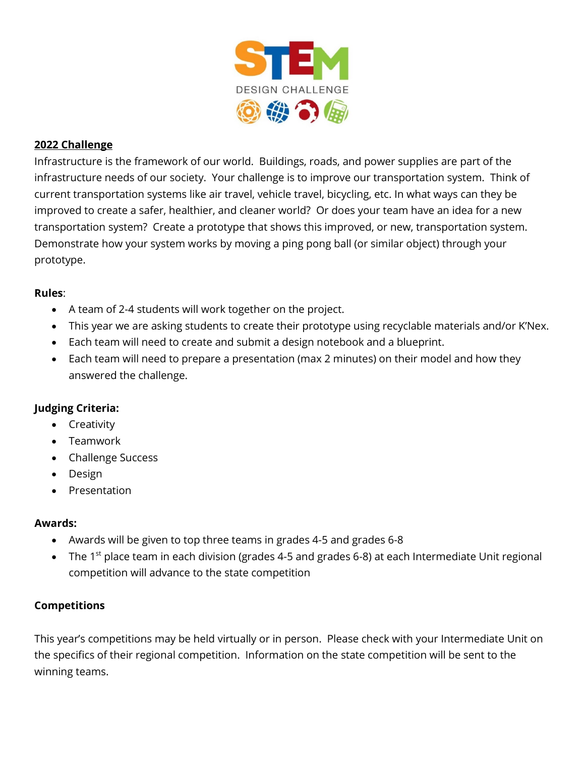STEM DESIGN CHALLENGE

## 2022 Challenge

Infrastructure is the framework of our world. Buildings, roads, and power supplies are part of the infrastructure needs of our society. Your challenge is to improve our transportation system. Think of current transportation systems like air travel, vehicle travel, bicycling, etc. In what ways can they be improved to create a safer, healthier, and cleaner world? Or does your team have an idea for a new transportation system? Create a prototype that shows this improved, or new, transportation system. Demonstrate how your system works by moving a ping pong ball (or similar object) through your prototype.

**Rules**:

- A team of 2-4 students will work together on the project.
- This year we are asking students to create their prototype using recyclable materials and/or K'Nex.
- Each team will need to create and submit a design notebook and a blueprint.
- Each team will need to prepare a presentation (max 2 minutes) on their model and how they answered the challenge.

**Judging Criteria:**

- Creativity
- Teamwork
- Challenge Success
- Design
- Presentation

**Awards:**

- Awards will be given to top three teams in grades 4-5 and grades 6-8
- The 1st place team in each division (grades 4-5 and grades 6-8) at each Intermediate Unit regional competition will advance to the state competition

**Competitions**

This year's competitions may be held virtually or in person. Please check with your Intermediate Unit on the specifics of their regional competition. Information on the state competition will be sent to the winning teams.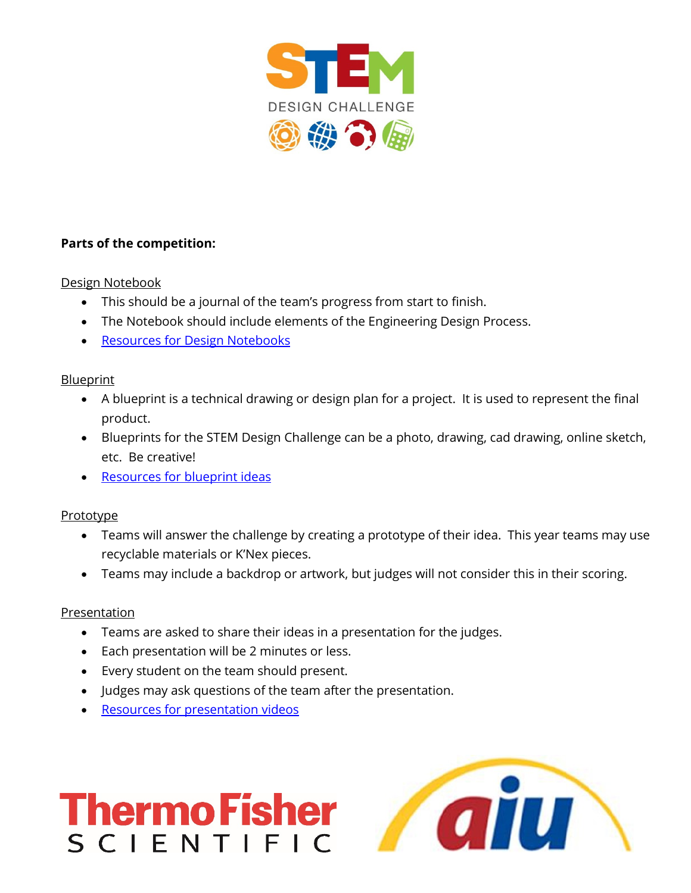**Parts of the competition:**

Design Notebook

- This should be a journal of the team's progress from start to finish.
- The Notebook should include elements of the Engineering Design Process.
- Resources for Design Notebooks

Blueprint

- A blueprint is a technical drawing or design plan for a project. It is used to represent the final product.
- Blueprints for the STEM Design Challenge can be a photo, drawing, cad drawing, online sketch, etc. Be creative!
- Resources for blueprint ideas

Prototype

- Teams will answer the challenge by creating a prototype of their idea. This year teams may use recyclable materials or K'Nex pieces.
- Teams may include a backdrop or artwork, but judges will not consider this in their scoring.

Presentation

- Teams are asked to share their ideas in a presentation for the judges.
- Each presentation will be 2 minutes or less.
- Every student on the team should present.
- Judges may ask questions of the team after the presentation.
- Resources for presentation videos